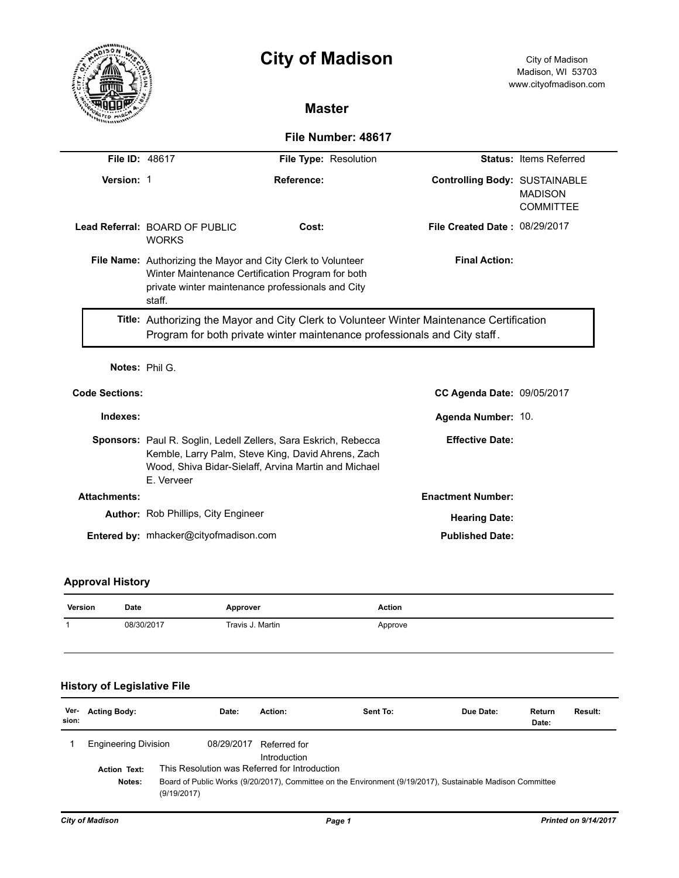# City of Madison

City of Madison
Madison, WI 53703
www.cityofmadison.com

## Master

### File Number: 48617

| | | | | | |
|---|---|---|---|---|---|
| **File ID:** | 48617 | **File Type:** | Resolution | **Status:** | Items Referred |
| **Version:** | 1 | **Reference:** | | **Controlling Body:** | SUSTAINABLE MADISON COMMITTEE |
| **Lead Referral:** | BOARD OF PUBLIC WORKS | **Cost:** | | **File Created Date :** | 08/29/2017 |
| **File Name:** | Authorizing the Mayor and City Clerk to Volunteer Winter Maintenance Certification Program for both private winter maintenance professionals and City staff. | | | **Final Action:** | |

**Title:** Authorizing the Mayor and City Clerk to Volunteer Winter Maintenance Certification Program for both private winter maintenance professionals and City staff.

| | | | |
|---|---|---|---|
| **Notes:** | Phil G. | | |
| **Code Sections:** | | **CC Agenda Date:** | 09/05/2017 |
| **Indexes:** | | **Agenda Number:** | 10. |
| **Sponsors:** | Paul R. Soglin, Ledell Zellers, Sara Eskrich, Rebecca Kemble, Larry Palm, Steve King, David Ahrens, Zach Wood, Shiva Bidar-Sielaff, Arvina Martin and Michael E. Verveer | **Effective Date:** | |
| **Attachments:** | | **Enactment Number:** | |
| **Author:** | Rob Phillips, City Engineer | **Hearing Date:** | |
| **Entered by:** | mhacker@cityofmadison.com | **Published Date:** | |

## Approval History

| Version | Date | Approver | Action |
|---|---|---|---|
| 1 | 08/30/2017 | Travis J. Martin | Approve |

## History of Legislative File

| Ver-sion: | Acting Body: | Date: | Action: | Sent To: | Due Date: | Return Date: | Result: |
|---|---|---|---|---|---|---|---|
| 1 | Engineering Division | 08/29/2017 | Referred for Introduction | | | | |

**Action Text:** This Resolution was Referred for Introduction

**Notes:** Board of Public Works (9/20/2017), Committee on the Environment (9/19/2017), Sustainable Madison Committee (9/19/2017)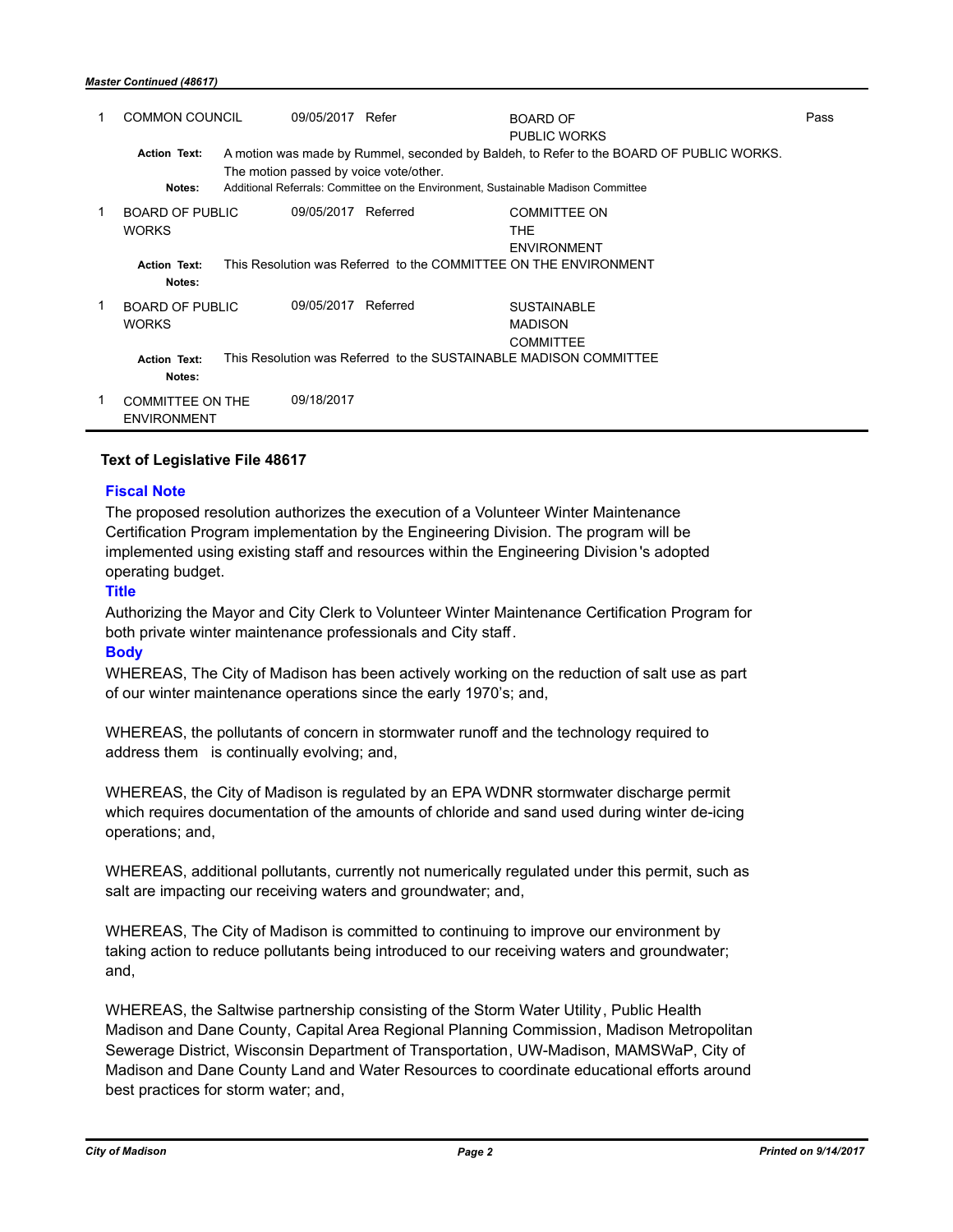*Master Continued (48617)*

| | | | | | |
|---|---|---|---|---|---|
| 1 | COMMON COUNCIL | 09/05/2017 | Refer | BOARD OF PUBLIC WORKS | Pass |
| | **Action Text:** | A motion was made by Rummel, seconded by Baldeh, to Refer to the BOARD OF PUBLIC WORKS. The motion passed by voice vote/other. | | | |
| | **Notes:** | Additional Referrals: Committee on the Environment, Sustainable Madison Committee | | | |
| 1 | BOARD OF PUBLIC WORKS | 09/05/2017 | Referred | COMMITTEE ON THE ENVIRONMENT | |
| | **Action Text:** | This Resolution was Referred to the COMMITTEE ON THE ENVIRONMENT | | | |
| | **Notes:** | | | | |
| 1 | BOARD OF PUBLIC WORKS | 09/05/2017 | Referred | SUSTAINABLE MADISON COMMITTEE | |
| | **Action Text:** | This Resolution was Referred to the SUSTAINABLE MADISON COMMITTEE | | | |
| | **Notes:** | | | | |
| 1 | COMMITTEE ON THE ENVIRONMENT | 09/18/2017 | | | |

### Text of Legislative File 48617

**Fiscal Note**

The proposed resolution authorizes the execution of a Volunteer Winter Maintenance Certification Program implementation by the Engineering Division. The program will be implemented using existing staff and resources within the Engineering Division's adopted operating budget.

**Title**

Authorizing the Mayor and City Clerk to Volunteer Winter Maintenance Certification Program for both private winter maintenance professionals and City staff.

**Body**

WHEREAS, The City of Madison has been actively working on the reduction of salt use as part of our winter maintenance operations since the early 1970's; and,

WHEREAS, the pollutants of concern in stormwater runoff and the technology required to address them is continually evolving; and,

WHEREAS, the City of Madison is regulated by an EPA WDNR stormwater discharge permit which requires documentation of the amounts of chloride and sand used during winter de-icing operations; and,

WHEREAS, additional pollutants, currently not numerically regulated under this permit, such as salt are impacting our receiving waters and groundwater; and,

WHEREAS, The City of Madison is committed to continuing to improve our environment by taking action to reduce pollutants being introduced to our receiving waters and groundwater; and,

WHEREAS, the Saltwise partnership consisting of the Storm Water Utility, Public Health Madison and Dane County, Capital Area Regional Planning Commission, Madison Metropolitan Sewerage District, Wisconsin Department of Transportation, UW-Madison, MAMSWaP, City of Madison and Dane County Land and Water Resources to coordinate educational efforts around best practices for storm water; and,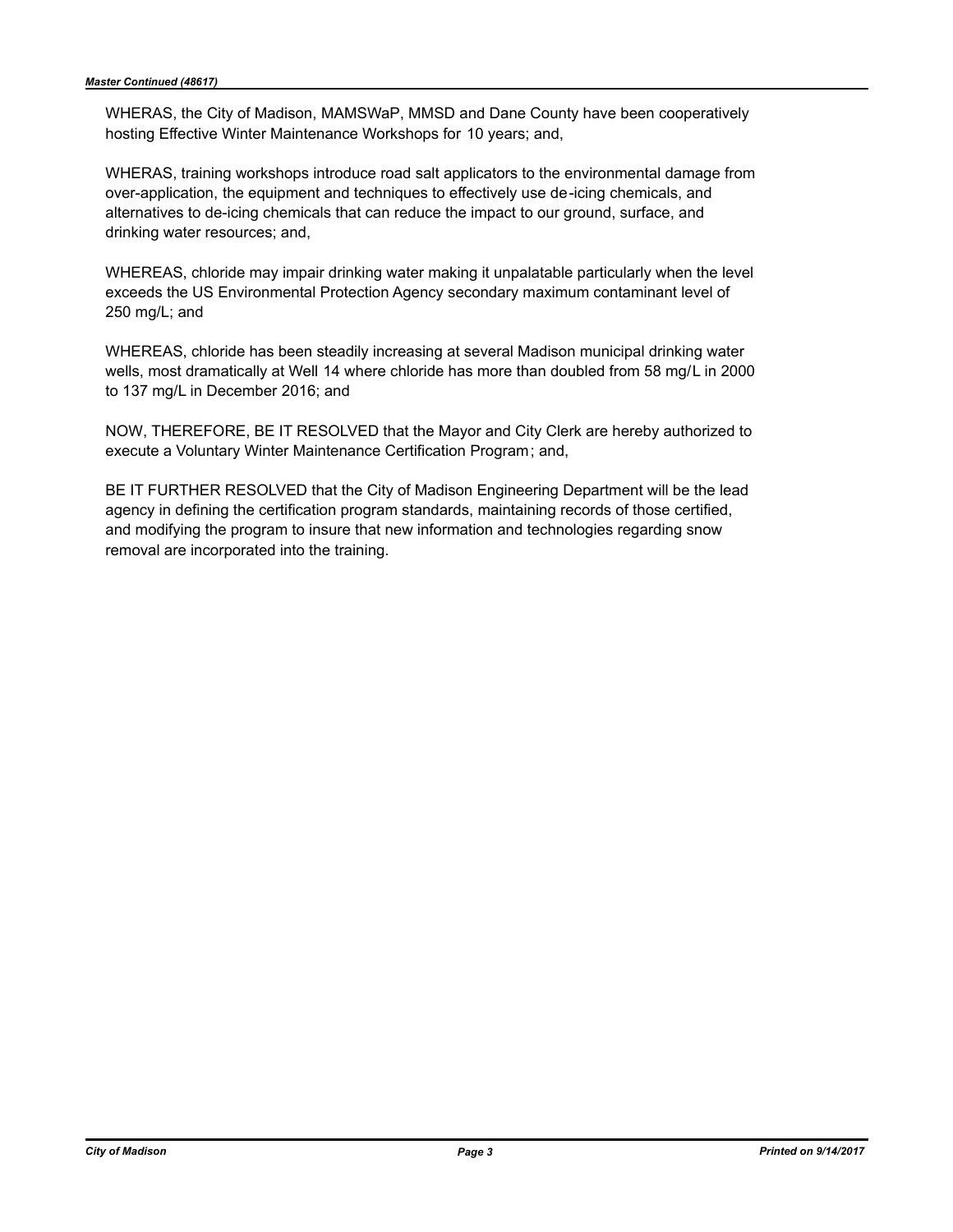WHERAS, the City of Madison, MAMSWaP, MMSD and Dane County have been cooperatively hosting Effective Winter Maintenance Workshops for 10 years; and,

WHERAS, training workshops introduce road salt applicators to the environmental damage from over-application, the equipment and techniques to effectively use de-icing chemicals, and alternatives to de-icing chemicals that can reduce the impact to our ground, surface, and drinking water resources; and,

WHEREAS, chloride may impair drinking water making it unpalatable particularly when the level exceeds the US Environmental Protection Agency secondary maximum contaminant level of 250 mg/L; and

WHEREAS, chloride has been steadily increasing at several Madison municipal drinking water wells, most dramatically at Well 14 where chloride has more than doubled from 58 mg/L in 2000 to 137 mg/L in December 2016; and

NOW, THEREFORE, BE IT RESOLVED that the Mayor and City Clerk are hereby authorized to execute a Voluntary Winter Maintenance Certification Program; and,

BE IT FURTHER RESOLVED that the City of Madison Engineering Department will be the lead agency in defining the certification program standards, maintaining records of those certified, and modifying the program to insure that new information and technologies regarding snow removal are incorporated into the training.